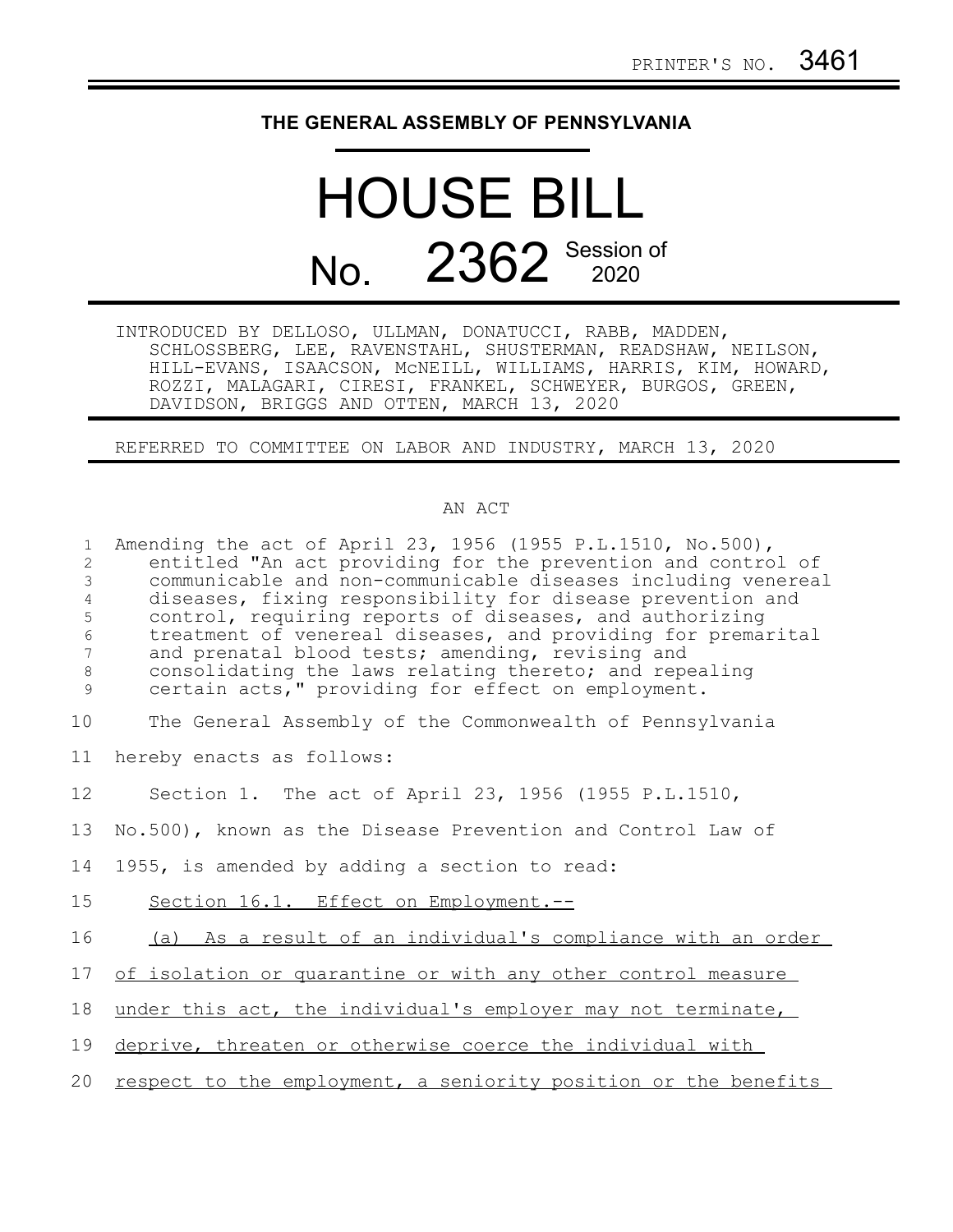PRINTER'S NO. 3461

# THE GENERAL ASSEMBLY OF PENNSYLVANIA

# HOUSE BILL

## No. 2362 Session of 2020

INTRODUCED BY DELLOSO, ULLMAN, DONATUCCI, RABB, MADDEN, SCHLOSSBERG, LEE, RAVENSTAHL, SHUSTERMAN, READSHAW, NEILSON, HILL-EVANS, ISAACSON, McNEILL, WILLIAMS, HARRIS, KIM, HOWARD, ROZZI, MALAGARI, CIRESI, FRANKEL, SCHWEYER, BURGOS, GREEN, DAVIDSON, BRIGGS AND OTTEN, MARCH 13, 2020

REFERRED TO COMMITTEE ON LABOR AND INDUSTRY, MARCH 13, 2020

AN ACT

Amending the act of April 23, 1956 (1955 P.L.1510, No.500), entitled "An act providing for the prevention and control of communicable and non-communicable diseases including venereal diseases, fixing responsibility for disease prevention and control, requiring reports of diseases, and authorizing treatment of venereal diseases, and providing for premarital and prenatal blood tests; amending, revising and consolidating the laws relating thereto; and repealing certain acts," providing for effect on employment.

The General Assembly of the Commonwealth of Pennsylvania hereby enacts as follows:

Section 1. The act of April 23, 1956 (1955 P.L.1510, No.500), known as the Disease Prevention and Control Law of 1955, is amended by adding a section to read:

Section 16.1. Effect on Employment.--

(a) As a result of an individual's compliance with an order of isolation or quarantine or with any other control measure under this act, the individual's employer may not terminate, deprive, threaten or otherwise coerce the individual with respect to the employment, a seniority position or the benefits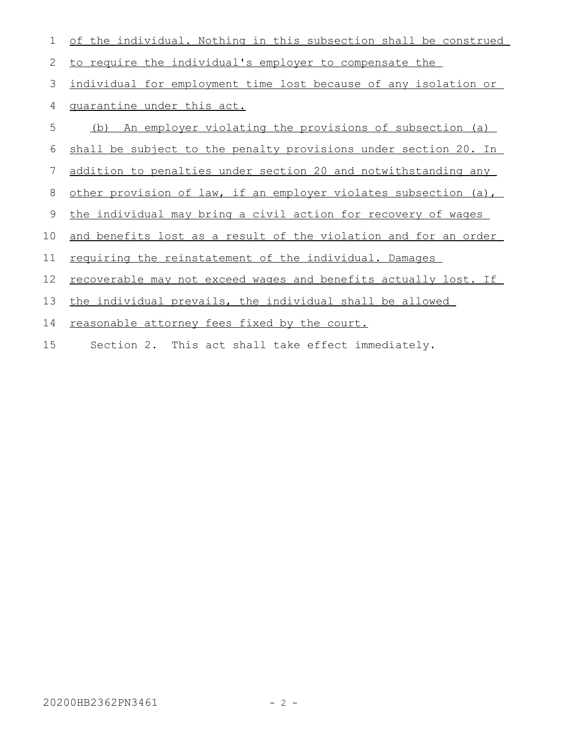of the individual. Nothing in this subsection shall be construed to require the individual's employer to compensate the individual for employment time lost because of any isolation or quarantine under this act.

(b) An employer violating the provisions of subsection (a) shall be subject to the penalty provisions under section 20. In addition to penalties under section 20 and notwithstanding any other provision of law, if an employer violates subsection (a), the individual may bring a civil action for recovery of wages and benefits lost as a result of the violation and for an order requiring the reinstatement of the individual. Damages recoverable may not exceed wages and benefits actually lost. If the individual prevails, the individual shall be allowed reasonable attorney fees fixed by the court.

Section 2. This act shall take effect immediately.